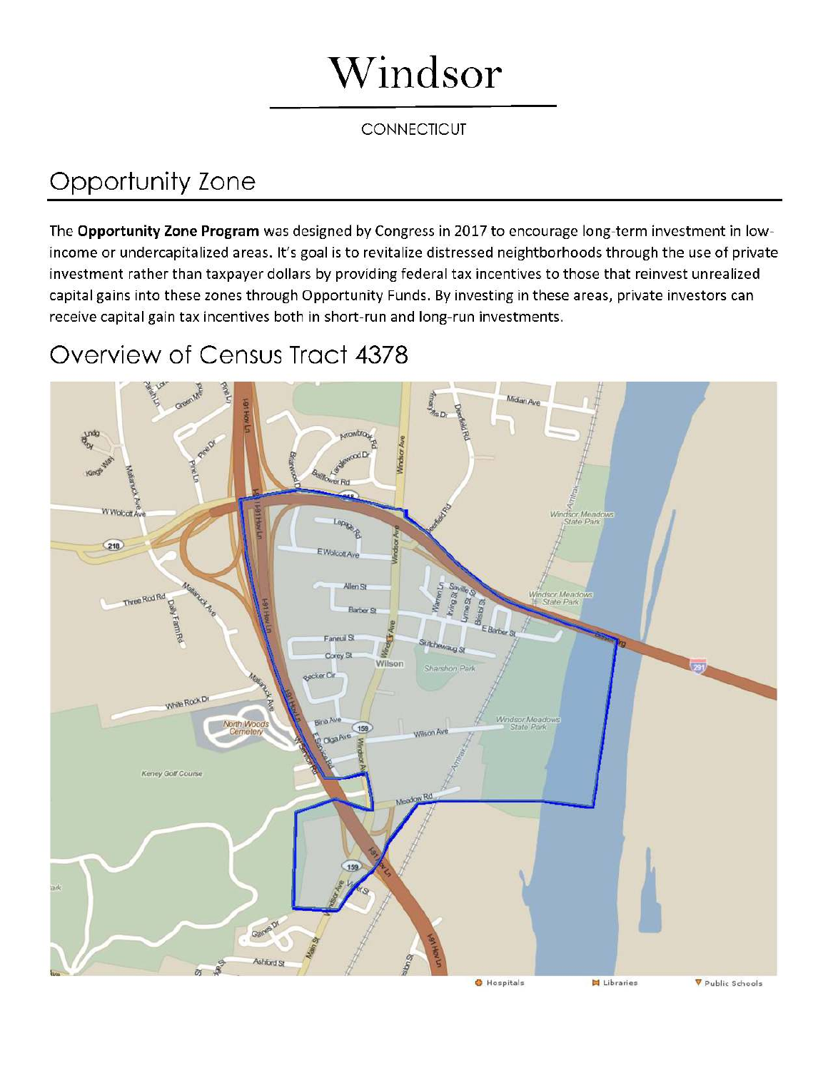# Windsor

CONNECTICUT

## Opportunity Zone

The **Opportunity Zone Program** was designed by Congress in 2017 to encourage long-term investment in low-income or undercapitalized areas. It's goal is to revitalize distressed neighborhoods through the use of private investment rather than taxpayer dollars by providing federal tax incentives to those that reinvest unrealized capital gains into these zones through Opportunity Funds. By investing in these areas, private investors can receive capital gain tax incentives both in short-run and long-run investments.

## Overview of Census Tract 4378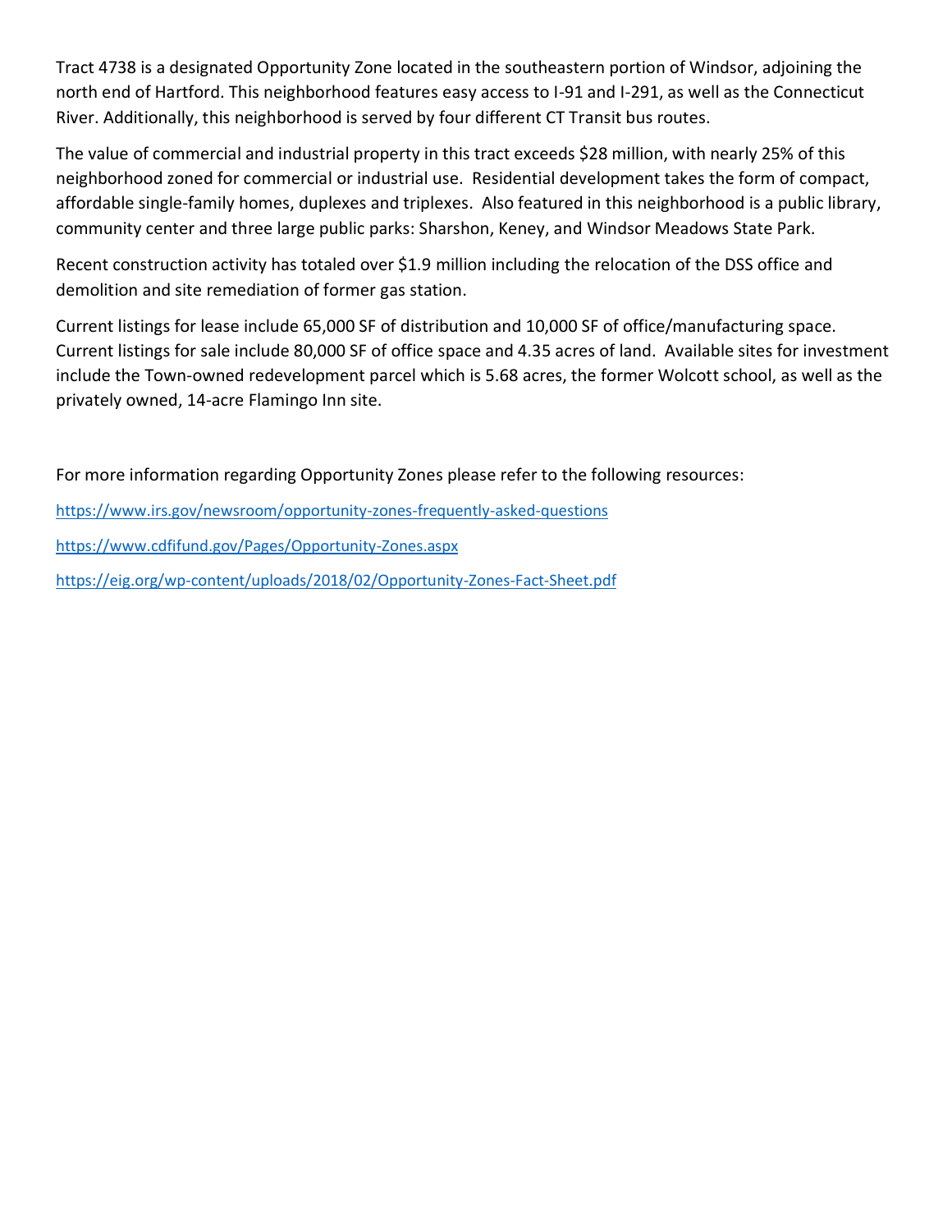Tract 4738 is a designated Opportunity Zone located in the southeastern portion of Windsor, adjoining the north end of Hartford. This neighborhood features easy access to I-91 and I-291, as well as the Connecticut River. Additionally, this neighborhood is served by four different CT Transit bus routes.

The value of commercial and industrial property in this tract exceeds $28 million, with nearly 25% of this neighborhood zoned for commercial or industrial use. Residential development takes the form of compact, affordable single-family homes, duplexes and triplexes. Also featured in this neighborhood is a public library, community center and three large public parks: Sharshon, Keney, and Windsor Meadows State Park.

Recent construction activity has totaled over $1.9 million including the relocation of the DSS office and demolition and site remediation of former gas station.

Current listings for lease include 65,000 SF of distribution and 10,000 SF of office/manufacturing space. Current listings for sale include 80,000 SF of office space and 4.35 acres of land. Available sites for investment include the Town-owned redevelopment parcel which is 5.68 acres, the former Wolcott school, as well as the privately owned, 14-acre Flamingo Inn site.

For more information regarding Opportunity Zones please refer to the following resources:

https://www.irs.gov/newsroom/opportunity-zones-frequently-asked-questions

https://www.cdfifund.gov/Pages/Opportunity-Zones.aspx

https://eig.org/wp-content/uploads/2018/02/Opportunity-Zones-Fact-Sheet.pdf